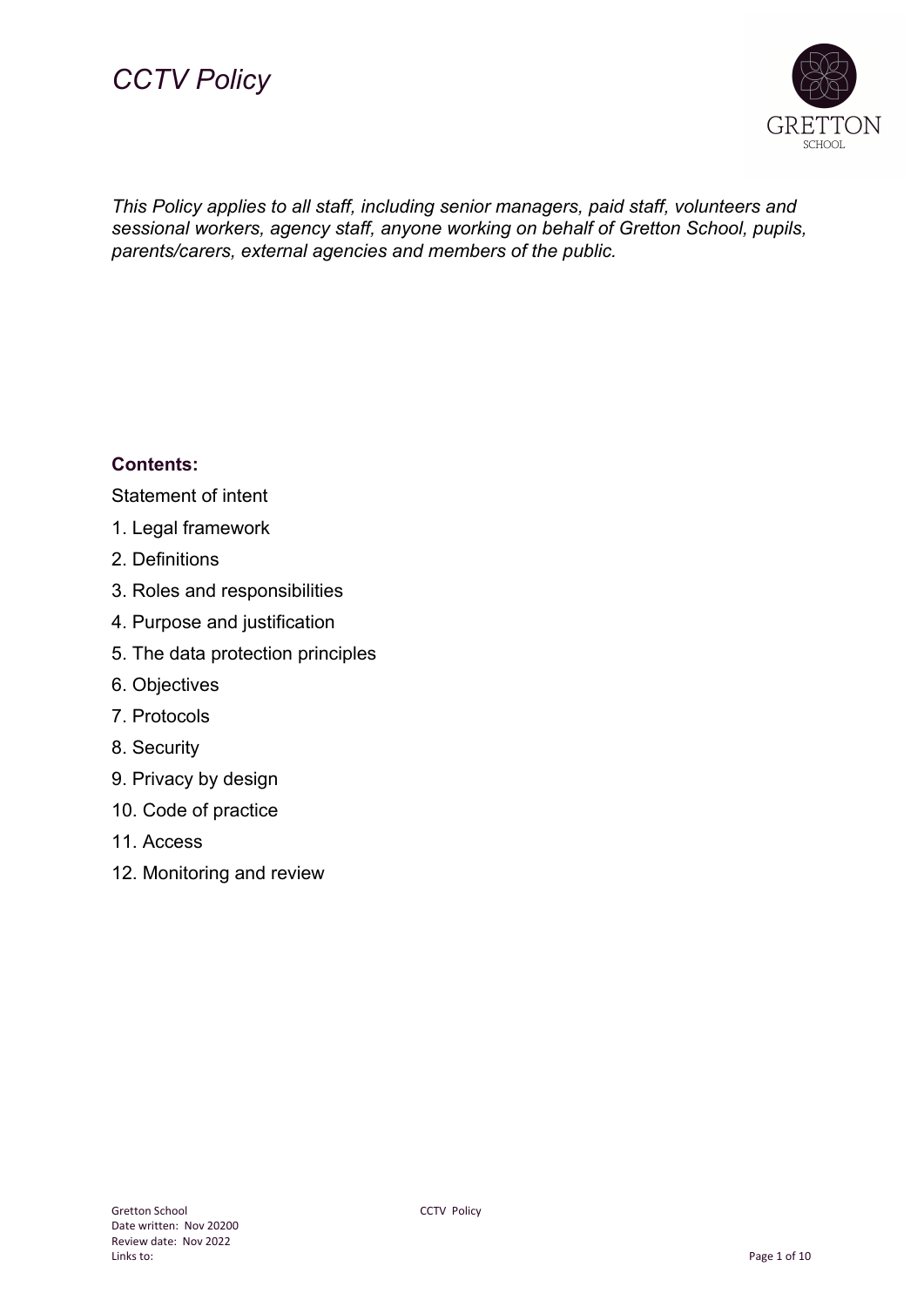# *CCTV Policy*

*This Policy applies to all staff, including senior managers, paid staff, volunteers and sessional workers, agency staff, anyone working on behalf of Gretton School, pupils, parents/carers, external agencies and members of the public.*

**Contents:**

Statement of intent

1. Legal framework
2. Definitions
3. Roles and responsibilities
4. Purpose and justification
5. The data protection principles
6. Objectives
7. Protocols
8. Security
9. Privacy by design
10. Code of practice
11. Access
12. Monitoring and review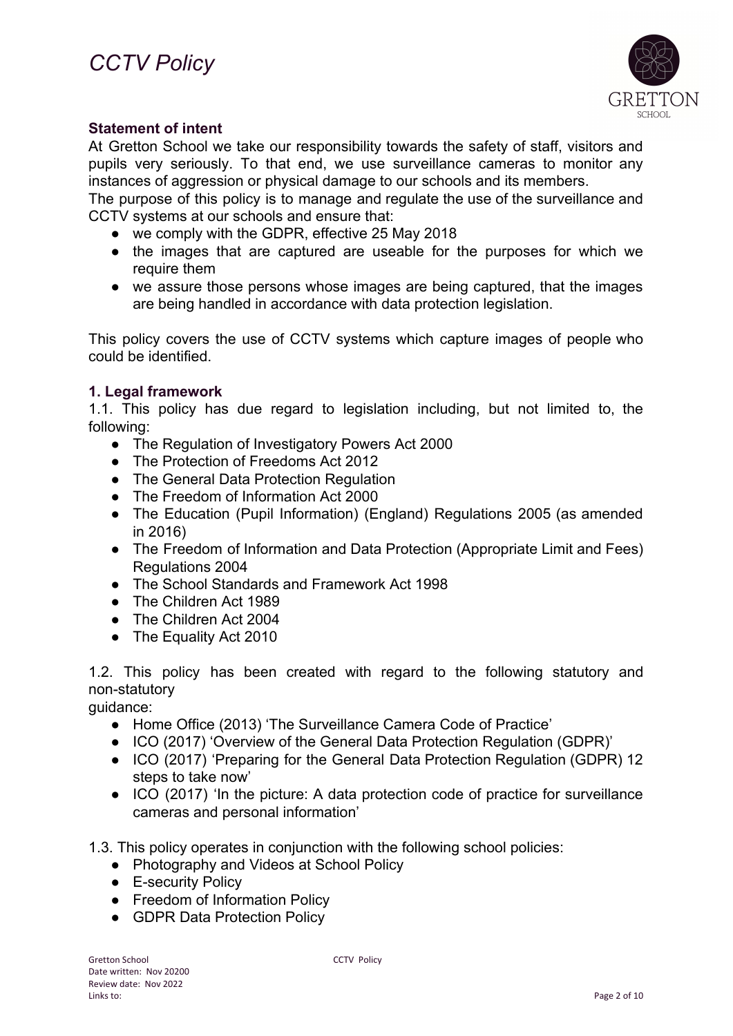# CCTV Policy

### Statement of intent

At Gretton School we take our responsibility towards the safety of staff, visitors and pupils very seriously. To that end, we use surveillance cameras to monitor any instances of aggression or physical damage to our schools and its members.

The purpose of this policy is to manage and regulate the use of the surveillance and CCTV systems at our schools and ensure that:

- we comply with the GDPR, effective 25 May 2018
- the images that are captured are useable for the purposes for which we require them
- we assure those persons whose images are being captured, that the images are being handled in accordance with data protection legislation.

This policy covers the use of CCTV systems which capture images of people who could be identified.

### 1. Legal framework

1.1. This policy has due regard to legislation including, but not limited to, the following:

- The Regulation of Investigatory Powers Act 2000
- The Protection of Freedoms Act 2012
- The General Data Protection Regulation
- The Freedom of Information Act 2000
- The Education (Pupil Information) (England) Regulations 2005 (as amended in 2016)
- The Freedom of Information and Data Protection (Appropriate Limit and Fees) Regulations 2004
- The School Standards and Framework Act 1998
- The Children Act 1989
- The Children Act 2004
- The Equality Act 2010

1.2. This policy has been created with regard to the following statutory and non-statutory guidance:

- Home Office (2013) 'The Surveillance Camera Code of Practice'
- ICO (2017) 'Overview of the General Data Protection Regulation (GDPR)'
- ICO (2017) 'Preparing for the General Data Protection Regulation (GDPR) 12 steps to take now'
- ICO (2017) 'In the picture: A data protection code of practice for surveillance cameras and personal information'

1.3. This policy operates in conjunction with the following school policies:

- Photography and Videos at School Policy
- E-security Policy
- Freedom of Information Policy
- GDPR Data Protection Policy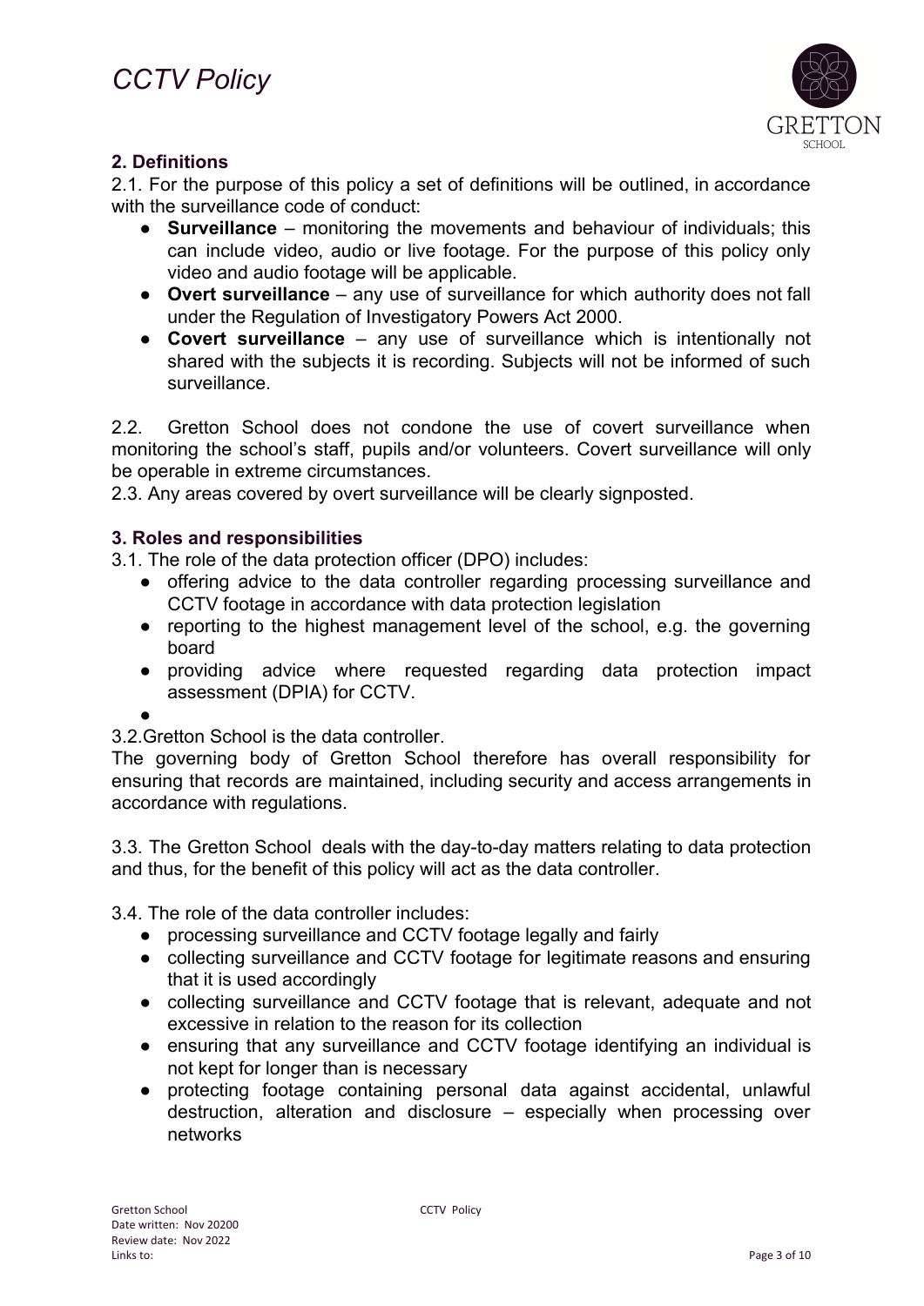## 2. Definitions

2.1. For the purpose of this policy a set of definitions will be outlined, in accordance with the surveillance code of conduct:

- **Surveillance** – monitoring the movements and behaviour of individuals; this can include video, audio or live footage. For the purpose of this policy only video and audio footage will be applicable.
- **Overt surveillance** – any use of surveillance for which authority does not fall under the Regulation of Investigatory Powers Act 2000.
- **Covert surveillance** – any use of surveillance which is intentionally not shared with the subjects it is recording. Subjects will not be informed of such surveillance.

2.2. Gretton School does not condone the use of covert surveillance when monitoring the school's staff, pupils and/or volunteers. Covert surveillance will only be operable in extreme circumstances.

2.3. Any areas covered by overt surveillance will be clearly signposted.

## 3. Roles and responsibilities

3.1. The role of the data protection officer (DPO) includes:

- offering advice to the data controller regarding processing surveillance and CCTV footage in accordance with data protection legislation
- reporting to the highest management level of the school, e.g. the governing board
- providing advice where requested regarding data protection impact assessment (DPIA) for CCTV.

3.2.Gretton School is the data controller.

The governing body of Gretton School therefore has overall responsibility for ensuring that records are maintained, including security and access arrangements in accordance with regulations.

3.3. The Gretton School deals with the day-to-day matters relating to data protection and thus, for the benefit of this policy will act as the data controller.

3.4. The role of the data controller includes:

- processing surveillance and CCTV footage legally and fairly
- collecting surveillance and CCTV footage for legitimate reasons and ensuring that it is used accordingly
- collecting surveillance and CCTV footage that is relevant, adequate and not excessive in relation to the reason for its collection
- ensuring that any surveillance and CCTV footage identifying an individual is not kept for longer than is necessary
- protecting footage containing personal data against accidental, unlawful destruction, alteration and disclosure – especially when processing over networks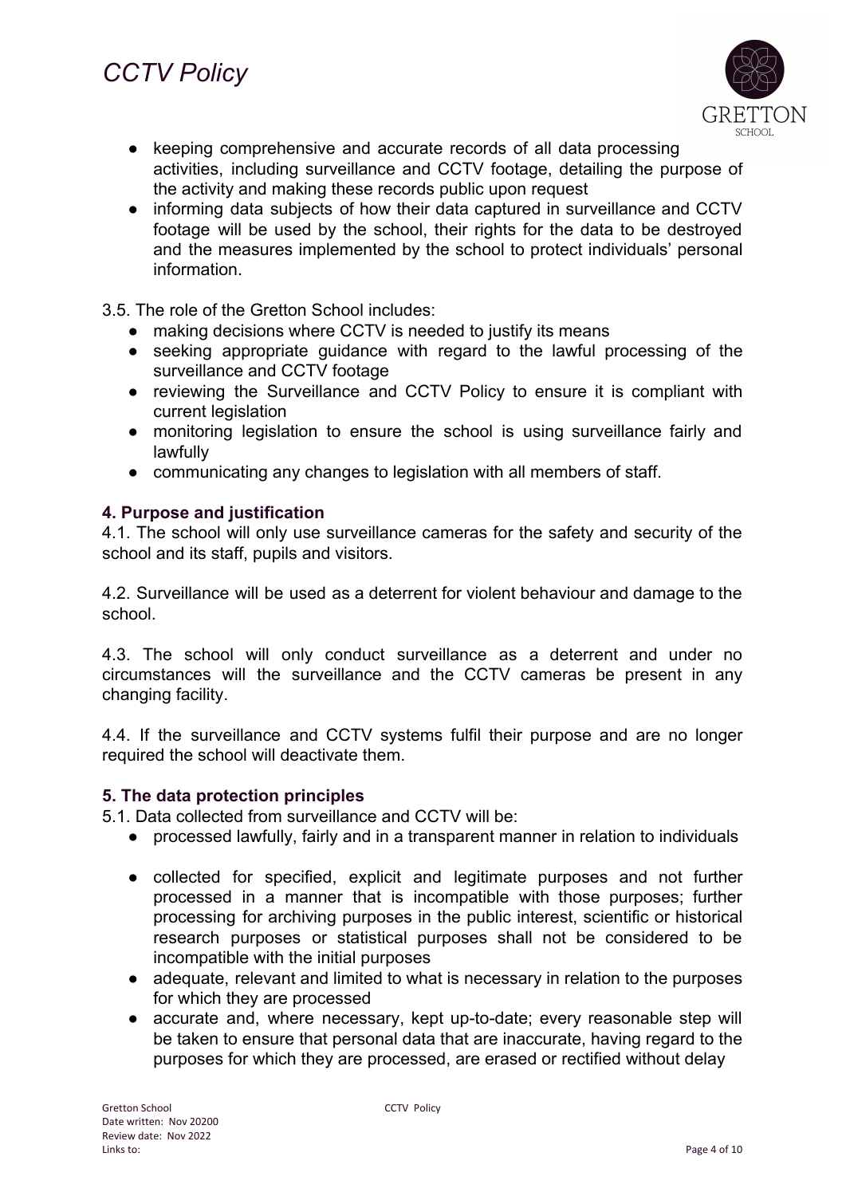- keeping comprehensive and accurate records of all data processing activities, including surveillance and CCTV footage, detailing the purpose of the activity and making these records public upon request
- informing data subjects of how their data captured in surveillance and CCTV footage will be used by the school, their rights for the data to be destroyed and the measures implemented by the school to protect individuals' personal information.

3.5. The role of the Gretton School includes:

- making decisions where CCTV is needed to justify its means
- seeking appropriate guidance with regard to the lawful processing of the surveillance and CCTV footage
- reviewing the Surveillance and CCTV Policy to ensure it is compliant with current legislation
- monitoring legislation to ensure the school is using surveillance fairly and lawfully
- communicating any changes to legislation with all members of staff.

## 4. Purpose and justification

4.1. The school will only use surveillance cameras for the safety and security of the school and its staff, pupils and visitors.

4.2. Surveillance will be used as a deterrent for violent behaviour and damage to the school.

4.3. The school will only conduct surveillance as a deterrent and under no circumstances will the surveillance and the CCTV cameras be present in any changing facility.

4.4. If the surveillance and CCTV systems fulfil their purpose and are no longer required the school will deactivate them.

## 5. The data protection principles

5.1. Data collected from surveillance and CCTV will be:

- processed lawfully, fairly and in a transparent manner in relation to individuals
- collected for specified, explicit and legitimate purposes and not further processed in a manner that is incompatible with those purposes; further processing for archiving purposes in the public interest, scientific or historical research purposes or statistical purposes shall not be considered to be incompatible with the initial purposes
- adequate, relevant and limited to what is necessary in relation to the purposes for which they are processed
- accurate and, where necessary, kept up-to-date; every reasonable step will be taken to ensure that personal data that are inaccurate, having regard to the purposes for which they are processed, are erased or rectified without delay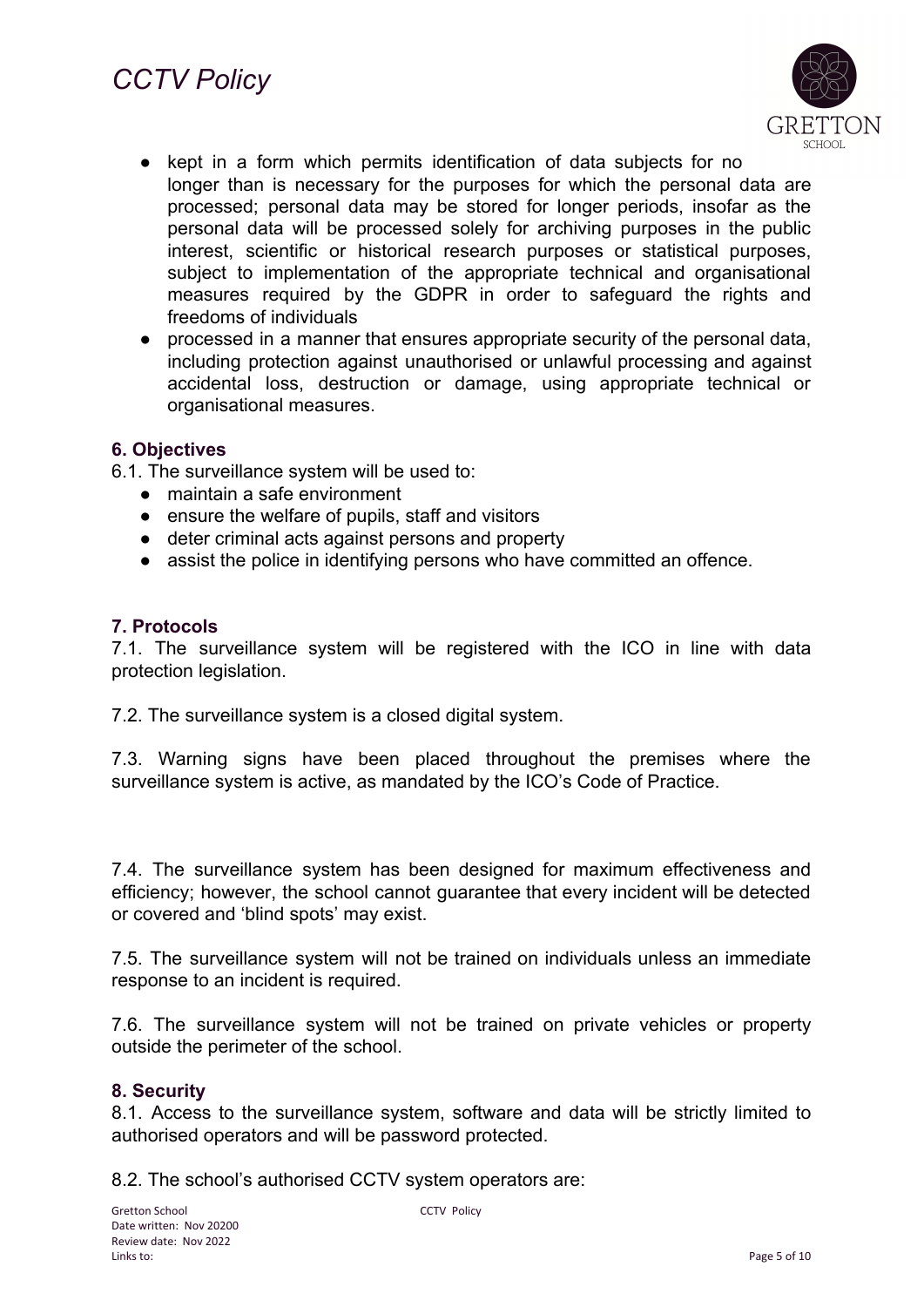- kept in a form which permits identification of data subjects for no longer than is necessary for the purposes for which the personal data are processed; personal data may be stored for longer periods, insofar as the personal data will be processed solely for archiving purposes in the public interest, scientific or historical research purposes or statistical purposes, subject to implementation of the appropriate technical and organisational measures required by the GDPR in order to safeguard the rights and freedoms of individuals
- processed in a manner that ensures appropriate security of the personal data, including protection against unauthorised or unlawful processing and against accidental loss, destruction or damage, using appropriate technical or organisational measures.

### 6. Objectives

6.1. The surveillance system will be used to:

- maintain a safe environment
- ensure the welfare of pupils, staff and visitors
- deter criminal acts against persons and property
- assist the police in identifying persons who have committed an offence.

### 7. Protocols

7.1. The surveillance system will be registered with the ICO in line with data protection legislation.

7.2. The surveillance system is a closed digital system.

7.3. Warning signs have been placed throughout the premises where the surveillance system is active, as mandated by the ICO's Code of Practice.

7.4. The surveillance system has been designed for maximum effectiveness and efficiency; however, the school cannot guarantee that every incident will be detected or covered and 'blind spots' may exist.

7.5. The surveillance system will not be trained on individuals unless an immediate response to an incident is required.

7.6. The surveillance system will not be trained on private vehicles or property outside the perimeter of the school.

### 8. Security

8.1. Access to the surveillance system, software and data will be strictly limited to authorised operators and will be password protected.

8.2. The school's authorised CCTV system operators are: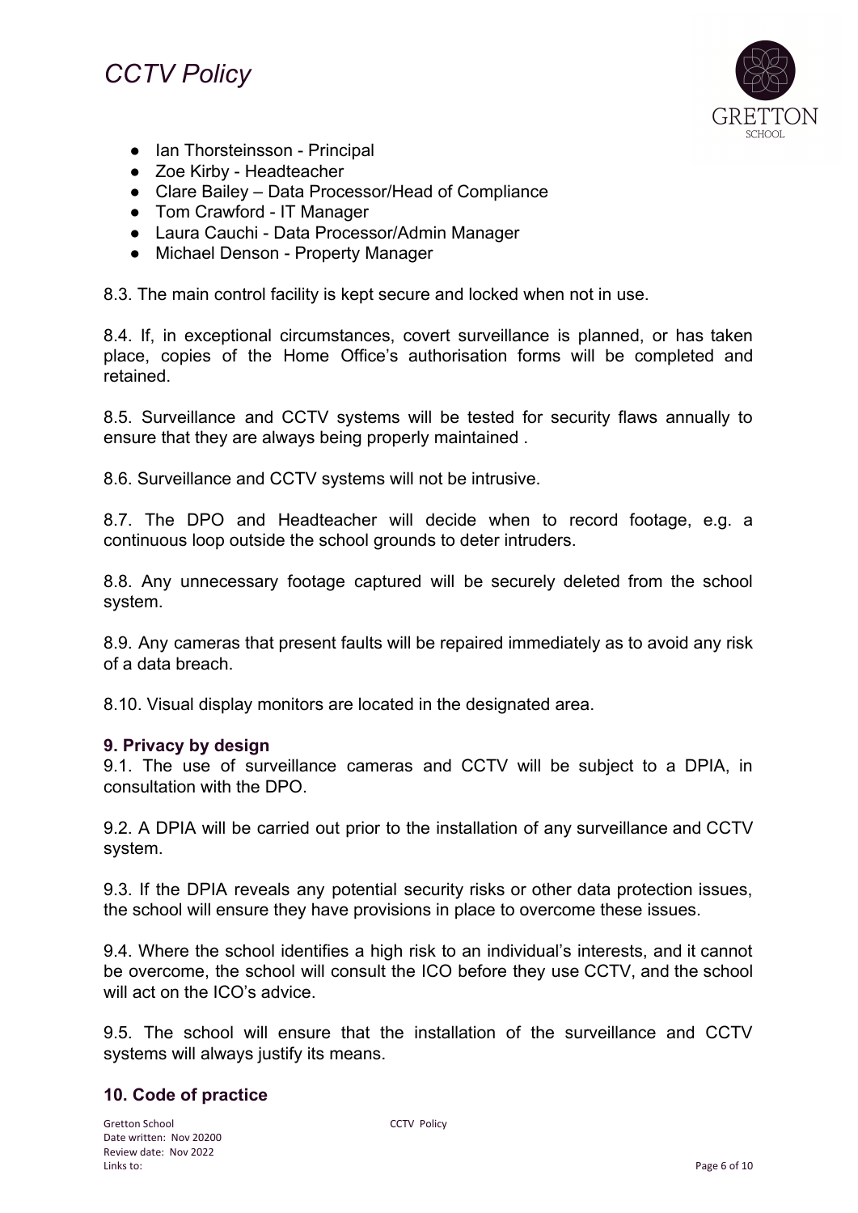- Ian Thorsteinsson - Principal
- Zoe Kirby - Headteacher
- Clare Bailey – Data Processor/Head of Compliance
- Tom Crawford - IT Manager
- Laura Cauchi - Data Processor/Admin Manager
- Michael Denson - Property Manager

8.3. The main control facility is kept secure and locked when not in use.

8.4. If, in exceptional circumstances, covert surveillance is planned, or has taken place, copies of the Home Office's authorisation forms will be completed and retained.

8.5. Surveillance and CCTV systems will be tested for security flaws annually to ensure that they are always being properly maintained .

8.6. Surveillance and CCTV systems will not be intrusive.

8.7. The DPO and Headteacher will decide when to record footage, e.g. a continuous loop outside the school grounds to deter intruders.

8.8. Any unnecessary footage captured will be securely deleted from the school system.

8.9. Any cameras that present faults will be repaired immediately as to avoid any risk of a data breach.

8.10. Visual display monitors are located in the designated area.

### 9. Privacy by design

9.1. The use of surveillance cameras and CCTV will be subject to a DPIA, in consultation with the DPO.

9.2. A DPIA will be carried out prior to the installation of any surveillance and CCTV system.

9.3. If the DPIA reveals any potential security risks or other data protection issues, the school will ensure they have provisions in place to overcome these issues.

9.4. Where the school identifies a high risk to an individual's interests, and it cannot be overcome, the school will consult the ICO before they use CCTV, and the school will act on the ICO's advice.

9.5. The school will ensure that the installation of the surveillance and CCTV systems will always justify its means.

### 10. Code of practice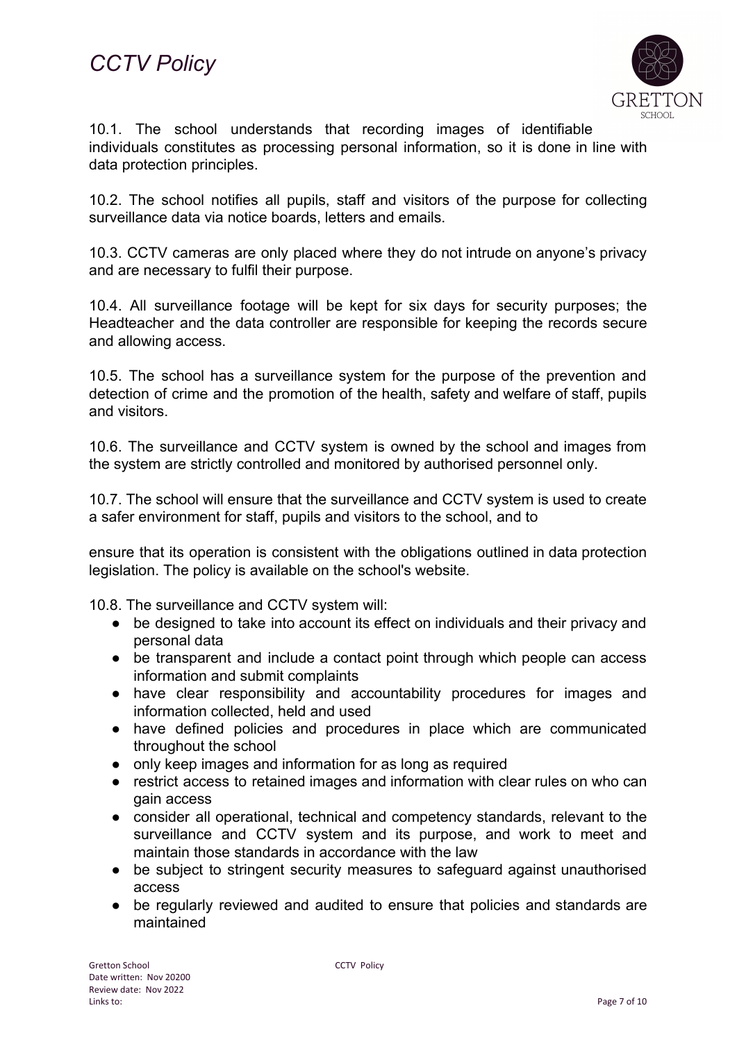10.1. The school understands that recording images of identifiable individuals constitutes as processing personal information, so it is done in line with data protection principles.

10.2. The school notifies all pupils, staff and visitors of the purpose for collecting surveillance data via notice boards, letters and emails.

10.3. CCTV cameras are only placed where they do not intrude on anyone's privacy and are necessary to fulfil their purpose.

10.4. All surveillance footage will be kept for six days for security purposes; the Headteacher and the data controller are responsible for keeping the records secure and allowing access.

10.5. The school has a surveillance system for the purpose of the prevention and detection of crime and the promotion of the health, safety and welfare of staff, pupils and visitors.

10.6. The surveillance and CCTV system is owned by the school and images from the system are strictly controlled and monitored by authorised personnel only.

10.7. The school will ensure that the surveillance and CCTV system is used to create a safer environment for staff, pupils and visitors to the school, and to

ensure that its operation is consistent with the obligations outlined in data protection legislation. The policy is available on the school's website.

10.8. The surveillance and CCTV system will:

- be designed to take into account its effect on individuals and their privacy and personal data
- be transparent and include a contact point through which people can access information and submit complaints
- have clear responsibility and accountability procedures for images and information collected, held and used
- have defined policies and procedures in place which are communicated throughout the school
- only keep images and information for as long as required
- restrict access to retained images and information with clear rules on who can gain access
- consider all operational, technical and competency standards, relevant to the surveillance and CCTV system and its purpose, and work to meet and maintain those standards in accordance with the law
- be subject to stringent security measures to safeguard against unauthorised access
- be regularly reviewed and audited to ensure that policies and standards are maintained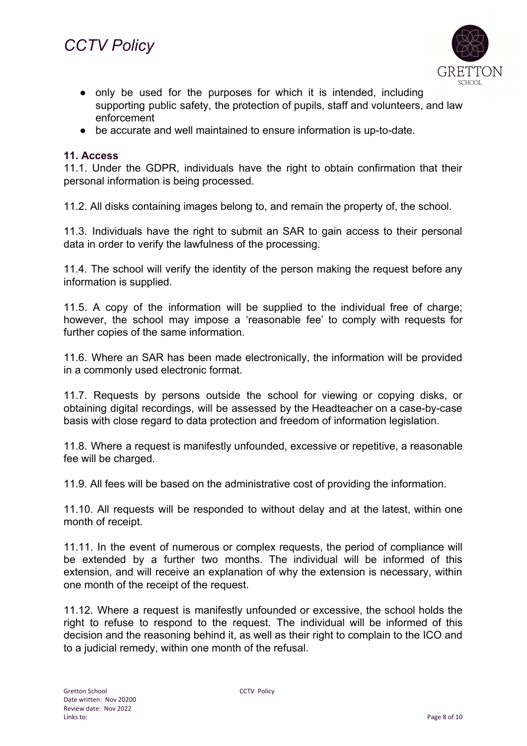- only be used for the purposes for which it is intended, including supporting public safety, the protection of pupils, staff and volunteers, and law enforcement
- be accurate and well maintained to ensure information is up-to-date.

### 11. Access

11.1. Under the GDPR, individuals have the right to obtain confirmation that their personal information is being processed.

11.2. All disks containing images belong to, and remain the property of, the school.

11.3. Individuals have the right to submit an SAR to gain access to their personal data in order to verify the lawfulness of the processing.

11.4. The school will verify the identity of the person making the request before any information is supplied.

11.5. A copy of the information will be supplied to the individual free of charge; however, the school may impose a 'reasonable fee' to comply with requests for further copies of the same information.

11.6. Where an SAR has been made electronically, the information will be provided in a commonly used electronic format.

11.7. Requests by persons outside the school for viewing or copying disks, or obtaining digital recordings, will be assessed by the Headteacher on a case-by-case basis with close regard to data protection and freedom of information legislation.

11.8. Where a request is manifestly unfounded, excessive or repetitive, a reasonable fee will be charged.

11.9. All fees will be based on the administrative cost of providing the information.

11.10. All requests will be responded to without delay and at the latest, within one month of receipt.

11.11. In the event of numerous or complex requests, the period of compliance will be extended by a further two months. The individual will be informed of this extension, and will receive an explanation of why the extension is necessary, within one month of the receipt of the request.

11.12. Where a request is manifestly unfounded or excessive, the school holds the right to refuse to respond to the request. The individual will be informed of this decision and the reasoning behind it, as well as their right to complain to the ICO and to a judicial remedy, within one month of the refusal.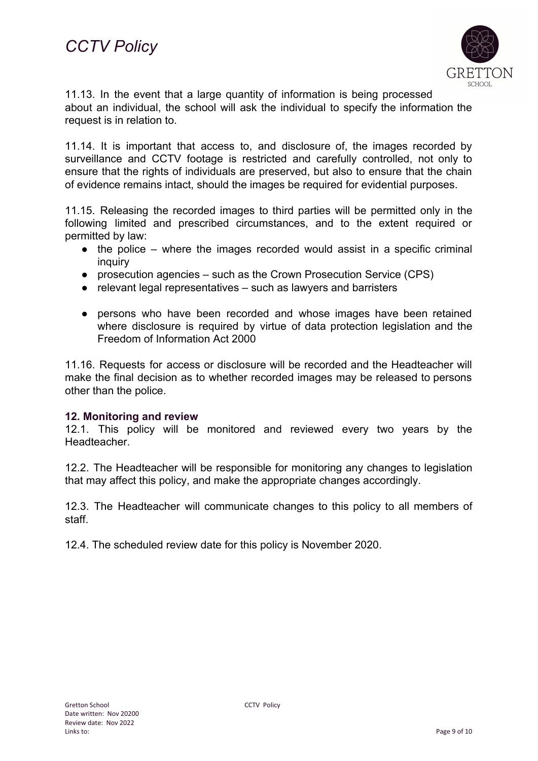11.13. In the event that a large quantity of information is being processed about an individual, the school will ask the individual to specify the information the request is in relation to.

11.14. It is important that access to, and disclosure of, the images recorded by surveillance and CCTV footage is restricted and carefully controlled, not only to ensure that the rights of individuals are preserved, but also to ensure that the chain of evidence remains intact, should the images be required for evidential purposes.

11.15. Releasing the recorded images to third parties will be permitted only in the following limited and prescribed circumstances, and to the extent required or permitted by law:

- the police – where the images recorded would assist in a specific criminal inquiry
- prosecution agencies – such as the Crown Prosecution Service (CPS)
- relevant legal representatives – such as lawyers and barristers
- persons who have been recorded and whose images have been retained where disclosure is required by virtue of data protection legislation and the Freedom of Information Act 2000

11.16. Requests for access or disclosure will be recorded and the Headteacher will make the final decision as to whether recorded images may be released to persons other than the police.

## 12. Monitoring and review

12.1. This policy will be monitored and reviewed every two years by the Headteacher.

12.2. The Headteacher will be responsible for monitoring any changes to legislation that may affect this policy, and make the appropriate changes accordingly.

12.3. The Headteacher will communicate changes to this policy to all members of staff.

12.4. The scheduled review date for this policy is November 2020.